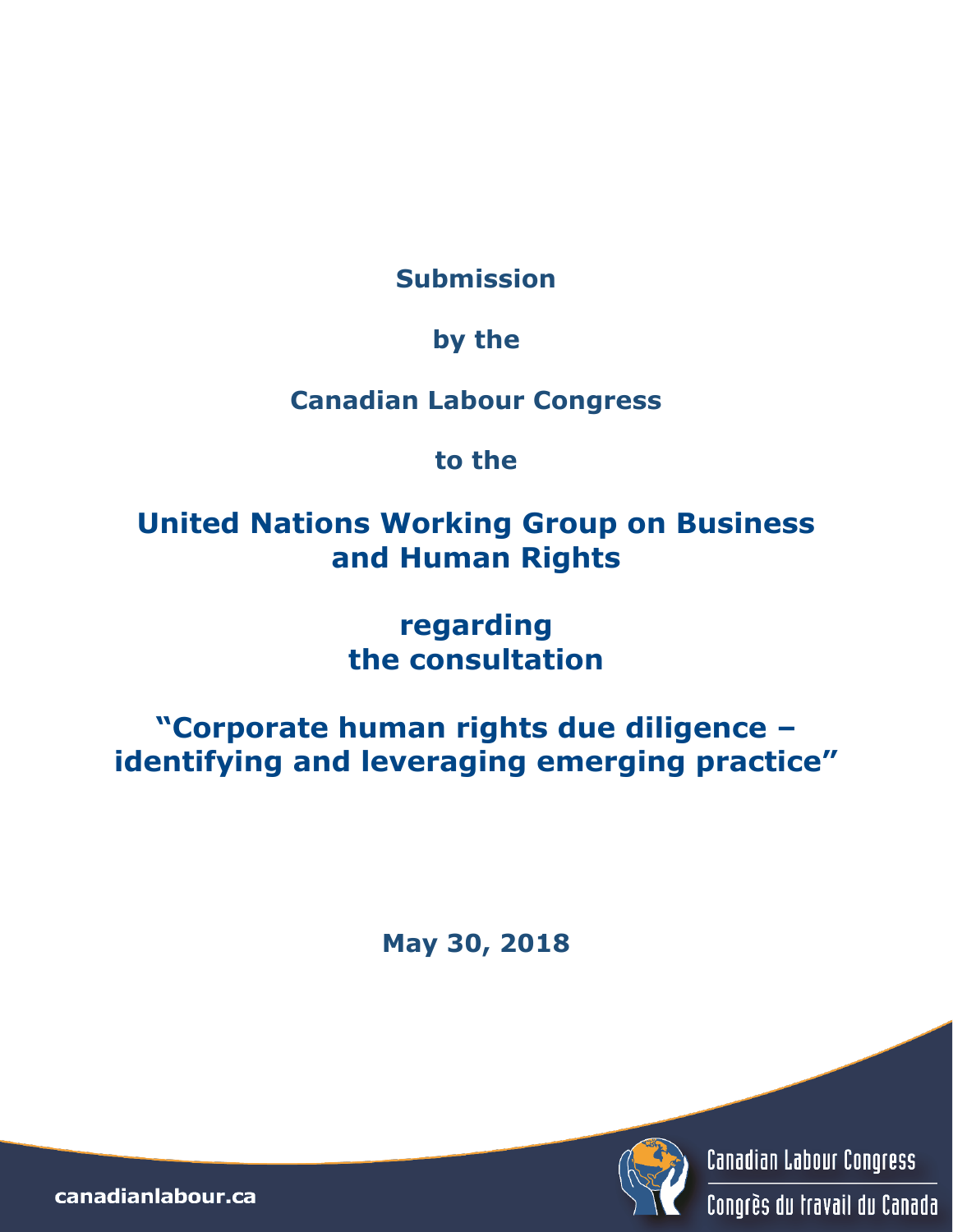**Submission**

**by the**

**Canadian Labour Congress**

**to the**

# United Nations Working Group on Business and Human Rights

## regarding the consultation

# "Corporate human rights due diligence – identifying and leveraging emerging practice"

**May 30, 2018**

Canadian Labour Congress

Congrès du travail du Canada

**canadianlabour.ca**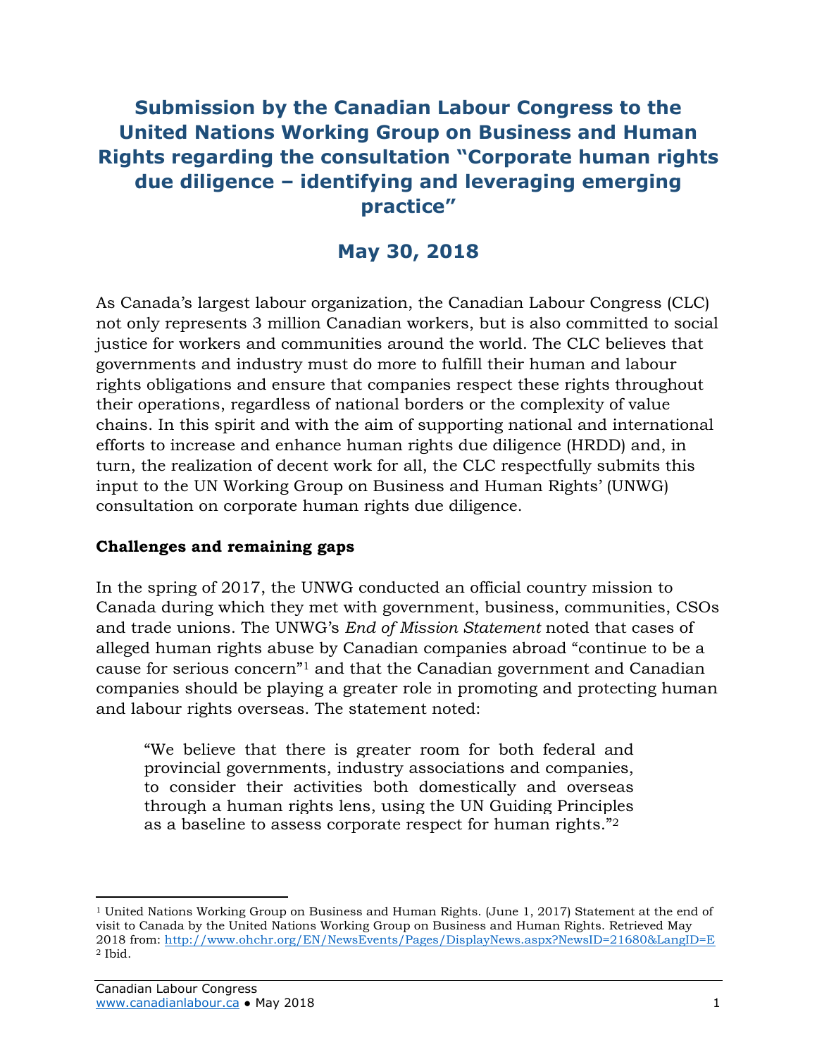# Submission by the Canadian Labour Congress to the United Nations Working Group on Business and Human Rights regarding the consultation "Corporate human rights due diligence – identifying and leveraging emerging practice"

## May 30, 2018

As Canada's largest labour organization, the Canadian Labour Congress (CLC) not only represents 3 million Canadian workers, but is also committed to social justice for workers and communities around the world. The CLC believes that governments and industry must do more to fulfill their human and labour rights obligations and ensure that companies respect these rights throughout their operations, regardless of national borders or the complexity of value chains. In this spirit and with the aim of supporting national and international efforts to increase and enhance human rights due diligence (HRDD) and, in turn, the realization of decent work for all, the CLC respectfully submits this input to the UN Working Group on Business and Human Rights' (UNWG) consultation on corporate human rights due diligence.

**Challenges and remaining gaps**

In the spring of 2017, the UNWG conducted an official country mission to Canada during which they met with government, business, communities, CSOs and trade unions. The UNWG's *End of Mission Statement* noted that cases of alleged human rights abuse by Canadian companies abroad "continue to be a cause for serious concern"[1] and that the Canadian government and Canadian companies should be playing a greater role in promoting and protecting human and labour rights overseas. The statement noted:

> "We believe that there is greater room for both federal and provincial governments, industry associations and companies, to consider their activities both domestically and overseas through a human rights lens, using the UN Guiding Principles as a baseline to assess corporate respect for human rights."[2]

---

[1] United Nations Working Group on Business and Human Rights. (June 1, 2017) Statement at the end of visit to Canada by the United Nations Working Group on Business and Human Rights. Retrieved May 2018 from: http://www.ohchr.org/EN/NewsEvents/Pages/DisplayNews.aspx?NewsID=21680&LangID=E

[2] Ibid.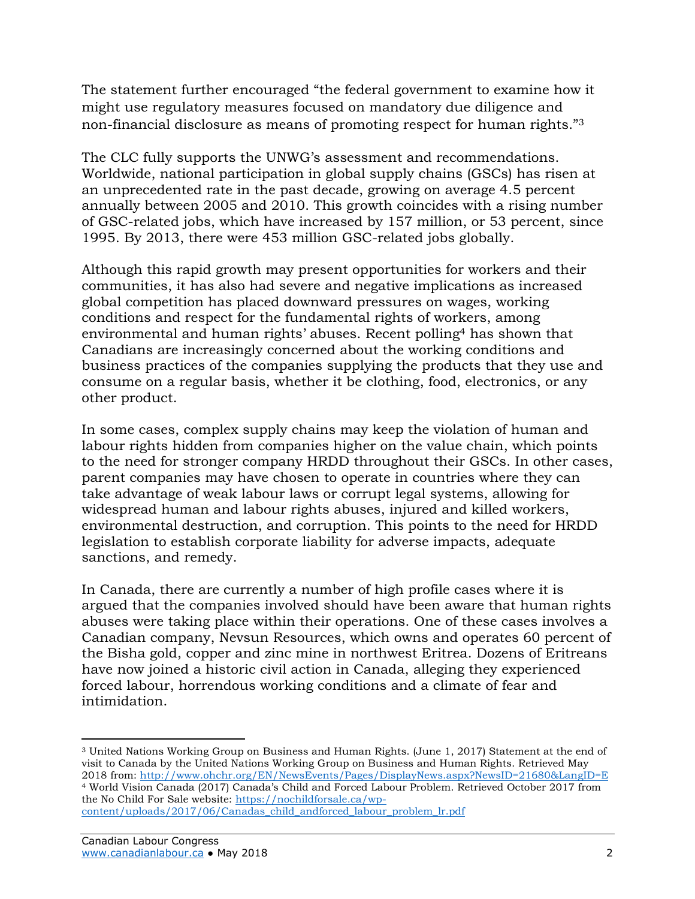The statement further encouraged "the federal government to examine how it might use regulatory measures focused on mandatory due diligence and non-financial disclosure as means of promoting respect for human rights."[3]

The CLC fully supports the UNWG's assessment and recommendations. Worldwide, national participation in global supply chains (GSCs) has risen at an unprecedented rate in the past decade, growing on average 4.5 percent annually between 2005 and 2010. This growth coincides with a rising number of GSC-related jobs, which have increased by 157 million, or 53 percent, since 1995. By 2013, there were 453 million GSC-related jobs globally.

Although this rapid growth may present opportunities for workers and their communities, it has also had severe and negative implications as increased global competition has placed downward pressures on wages, working conditions and respect for the fundamental rights of workers, among environmental and human rights' abuses. Recent polling[4] has shown that Canadians are increasingly concerned about the working conditions and business practices of the companies supplying the products that they use and consume on a regular basis, whether it be clothing, food, electronics, or any other product.

In some cases, complex supply chains may keep the violation of human and labour rights hidden from companies higher on the value chain, which points to the need for stronger company HRDD throughout their GSCs. In other cases, parent companies may have chosen to operate in countries where they can take advantage of weak labour laws or corrupt legal systems, allowing for widespread human and labour rights abuses, injured and killed workers, environmental destruction, and corruption. This points to the need for HRDD legislation to establish corporate liability for adverse impacts, adequate sanctions, and remedy.

In Canada, there are currently a number of high profile cases where it is argued that the companies involved should have been aware that human rights abuses were taking place within their operations. One of these cases involves a Canadian company, Nevsun Resources, which owns and operates 60 percent of the Bisha gold, copper and zinc mine in northwest Eritrea. Dozens of Eritreans have now joined a historic civil action in Canada, alleging they experienced forced labour, horrendous working conditions and a climate of fear and intimidation.

---

[3] United Nations Working Group on Business and Human Rights. (June 1, 2017) Statement at the end of visit to Canada by the United Nations Working Group on Business and Human Rights. Retrieved May 2018 from: http://www.ohchr.org/EN/NewsEvents/Pages/DisplayNews.aspx?NewsID=21680&LangID=E

[4] World Vision Canada (2017) Canada's Child and Forced Labour Problem. Retrieved October 2017 from the No Child For Sale website: https://nochildforsale.ca/wp-content/uploads/2017/06/Canadas_child_andforced_labour_problem_lr.pdf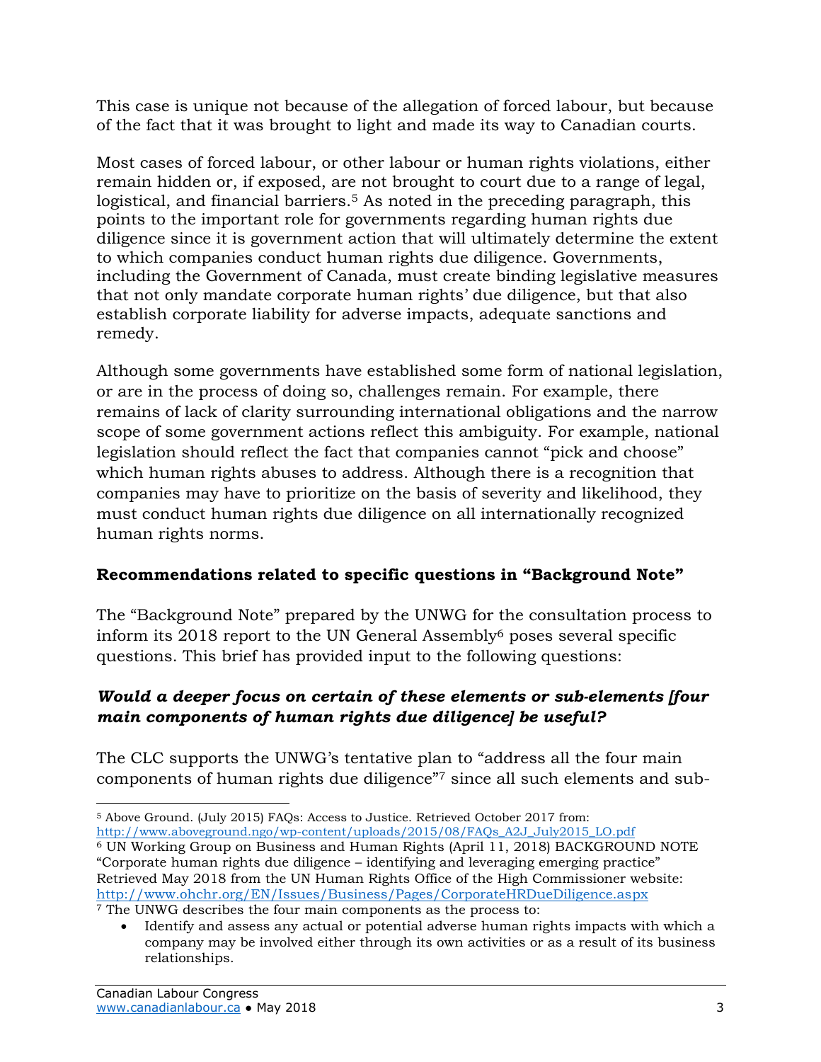This case is unique not because of the allegation of forced labour, but because of the fact that it was brought to light and made its way to Canadian courts.

Most cases of forced labour, or other labour or human rights violations, either remain hidden or, if exposed, are not brought to court due to a range of legal, logistical, and financial barriers.[5] As noted in the preceding paragraph, this points to the important role for governments regarding human rights due diligence since it is government action that will ultimately determine the extent to which companies conduct human rights due diligence. Governments, including the Government of Canada, must create binding legislative measures that not only mandate corporate human rights' due diligence, but that also establish corporate liability for adverse impacts, adequate sanctions and remedy.

Although some governments have established some form of national legislation, or are in the process of doing so, challenges remain. For example, there remains of lack of clarity surrounding international obligations and the narrow scope of some government actions reflect this ambiguity. For example, national legislation should reflect the fact that companies cannot "pick and choose" which human rights abuses to address. Although there is a recognition that companies may have to prioritize on the basis of severity and likelihood, they must conduct human rights due diligence on all internationally recognized human rights norms.

## Recommendations related to specific questions in "Background Note"

The "Background Note" prepared by the UNWG for the consultation process to inform its 2018 report to the UN General Assembly[6] poses several specific questions. This brief has provided input to the following questions:

### *Would a deeper focus on certain of these elements or sub-elements [four main components of human rights due diligence] be useful?*

The CLC supports the UNWG's tentative plan to "address all the four main components of human rights due diligence"[7] since all such elements and sub-

---

[5] Above Ground. (July 2015) FAQs: Access to Justice. Retrieved October 2017 from: http://www.aboveground.ngo/wp-content/uploads/2015/08/FAQs_A2J_July2015_LO.pdf

[6] UN Working Group on Business and Human Rights (April 11, 2018) BACKGROUND NOTE "Corporate human rights due diligence – identifying and leveraging emerging practice" Retrieved May 2018 from the UN Human Rights Office of the High Commissioner website: http://www.ohchr.org/EN/Issues/Business/Pages/CorporateHRDueDiligence.aspx

[7] The UNWG describes the four main components as the process to:

- Identify and assess any actual or potential adverse human rights impacts with which a company may be involved either through its own activities or as a result of its business relationships.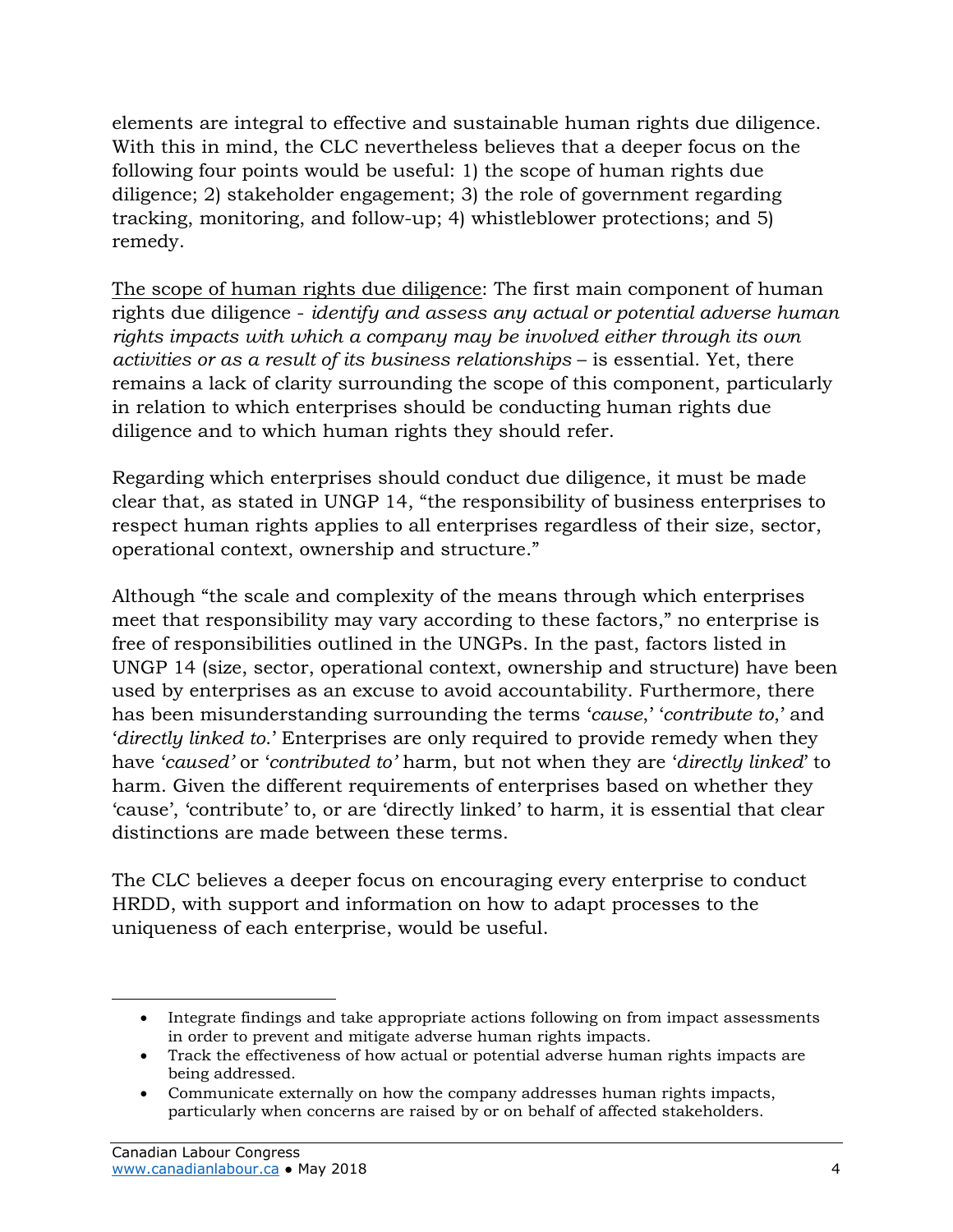elements are integral to effective and sustainable human rights due diligence. With this in mind, the CLC nevertheless believes that a deeper focus on the following four points would be useful: 1) the scope of human rights due diligence; 2) stakeholder engagement; 3) the role of government regarding tracking, monitoring, and follow-up; 4) whistleblower protections; and 5) remedy.

<u>The scope of human rights due diligence</u>: The first main component of human rights due diligence - *identify and assess any actual or potential adverse human rights impacts with which a company may be involved either through its own activities or as a result of its business relationships* – is essential. Yet, there remains a lack of clarity surrounding the scope of this component, particularly in relation to which enterprises should be conducting human rights due diligence and to which human rights they should refer.

Regarding which enterprises should conduct due diligence, it must be made clear that, as stated in UNGP 14, "the responsibility of business enterprises to respect human rights applies to all enterprises regardless of their size, sector, operational context, ownership and structure."

Although "the scale and complexity of the means through which enterprises meet that responsibility may vary according to these factors," no enterprise is free of responsibilities outlined in the UNGPs. In the past, factors listed in UNGP 14 (size, sector, operational context, ownership and structure) have been used by enterprises as an excuse to avoid accountability. Furthermore, there has been misunderstanding surrounding the terms '*cause*,' '*contribute to*,' and '*directly linked to*.' Enterprises are only required to provide remedy when they have '*caused'* or '*contributed to'* harm, but not when they are '*directly linked*' to harm. Given the different requirements of enterprises based on whether they 'cause', 'contribute' to, or are 'directly linked' to harm, it is essential that clear distinctions are made between these terms.

The CLC believes a deeper focus on encouraging every enterprise to conduct HRDD, with support and information on how to adapt processes to the uniqueness of each enterprise, would be useful.

---

- Integrate findings and take appropriate actions following on from impact assessments in order to prevent and mitigate adverse human rights impacts.
- Track the effectiveness of how actual or potential adverse human rights impacts are being addressed.
- Communicate externally on how the company addresses human rights impacts, particularly when concerns are raised by or on behalf of affected stakeholders.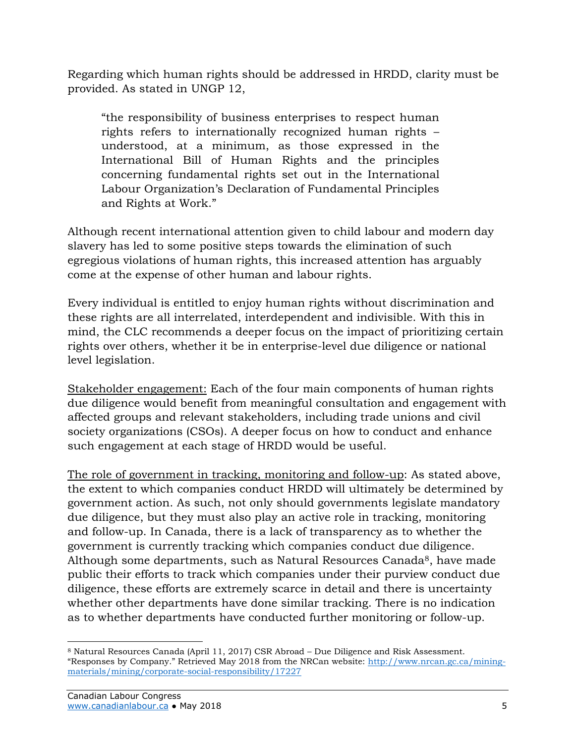Regarding which human rights should be addressed in HRDD, clarity must be provided. As stated in UNGP 12,

> "the responsibility of business enterprises to respect human rights refers to internationally recognized human rights – understood, at a minimum, as those expressed in the International Bill of Human Rights and the principles concerning fundamental rights set out in the International Labour Organization's Declaration of Fundamental Principles and Rights at Work."

Although recent international attention given to child labour and modern day slavery has led to some positive steps towards the elimination of such egregious violations of human rights, this increased attention has arguably come at the expense of other human and labour rights.

Every individual is entitled to enjoy human rights without discrimination and these rights are all interrelated, interdependent and indivisible. With this in mind, the CLC recommends a deeper focus on the impact of prioritizing certain rights over others, whether it be in enterprise-level due diligence or national level legislation.

<u>Stakeholder engagement:</u> Each of the four main components of human rights due diligence would benefit from meaningful consultation and engagement with affected groups and relevant stakeholders, including trade unions and civil society organizations (CSOs). A deeper focus on how to conduct and enhance such engagement at each stage of HRDD would be useful.

<u>The role of government in tracking, monitoring and follow-up</u>: As stated above, the extent to which companies conduct HRDD will ultimately be determined by government action. As such, not only should governments legislate mandatory due diligence, but they must also play an active role in tracking, monitoring and follow-up. In Canada, there is a lack of transparency as to whether the government is currently tracking which companies conduct due diligence. Although some departments, such as Natural Resources Canada[8], have made public their efforts to track which companies under their purview conduct due diligence, these efforts are extremely scarce in detail and there is uncertainty whether other departments have done similar tracking. There is no indication as to whether departments have conducted further monitoring or follow-up.

---

[8] Natural Resources Canada (April 11, 2017) CSR Abroad – Due Diligence and Risk Assessment. "Responses by Company." Retrieved May 2018 from the NRCan website: http://www.nrcan.gc.ca/mining-materials/mining/corporate-social-responsibility/17227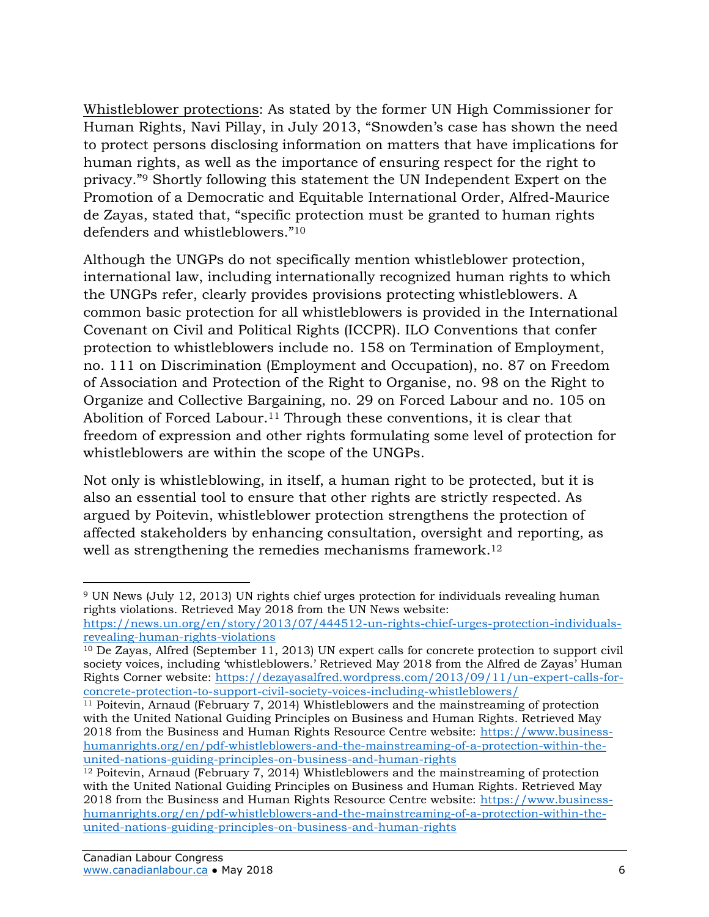Whistleblower protections: As stated by the former UN High Commissioner for Human Rights, Navi Pillay, in July 2013, "Snowden's case has shown the need to protect persons disclosing information on matters that have implications for human rights, as well as the importance of ensuring respect for the right to privacy."[9] Shortly following this statement the UN Independent Expert on the Promotion of a Democratic and Equitable International Order, Alfred-Maurice de Zayas, stated that, "specific protection must be granted to human rights defenders and whistleblowers."[10]

Although the UNGPs do not specifically mention whistleblower protection, international law, including internationally recognized human rights to which the UNGPs refer, clearly provides provisions protecting whistleblowers. A common basic protection for all whistleblowers is provided in the International Covenant on Civil and Political Rights (ICCPR). ILO Conventions that confer protection to whistleblowers include no. 158 on Termination of Employment, no. 111 on Discrimination (Employment and Occupation), no. 87 on Freedom of Association and Protection of the Right to Organise, no. 98 on the Right to Organize and Collective Bargaining, no. 29 on Forced Labour and no. 105 on Abolition of Forced Labour.[11] Through these conventions, it is clear that freedom of expression and other rights formulating some level of protection for whistleblowers are within the scope of the UNGPs.

Not only is whistleblowing, in itself, a human right to be protected, but it is also an essential tool to ensure that other rights are strictly respected. As argued by Poitevin, whistleblower protection strengthens the protection of affected stakeholders by enhancing consultation, oversight and reporting, as well as strengthening the remedies mechanisms framework.[12]

---

[9] UN News (July 12, 2013) UN rights chief urges protection for individuals revealing human rights violations. Retrieved May 2018 from the UN News website: https://news.un.org/en/story/2013/07/444512-un-rights-chief-urges-protection-individuals-revealing-human-rights-violations

[10] De Zayas, Alfred (September 11, 2013) UN expert calls for concrete protection to support civil society voices, including 'whistleblowers.' Retrieved May 2018 from the Alfred de Zayas' Human Rights Corner website: https://dezayasalfred.wordpress.com/2013/09/11/un-expert-calls-for-concrete-protection-to-support-civil-society-voices-including-whistleblowers/

[11] Poitevin, Arnaud (February 7, 2014) Whistleblowers and the mainstreaming of protection with the United National Guiding Principles on Business and Human Rights. Retrieved May 2018 from the Business and Human Rights Resource Centre website: https://www.business-humanrights.org/en/pdf-whistleblowers-and-the-mainstreaming-of-a-protection-within-the-united-nations-guiding-principles-on-business-and-human-rights

[12] Poitevin, Arnaud (February 7, 2014) Whistleblowers and the mainstreaming of protection with the United National Guiding Principles on Business and Human Rights. Retrieved May 2018 from the Business and Human Rights Resource Centre website: https://www.business-humanrights.org/en/pdf-whistleblowers-and-the-mainstreaming-of-a-protection-within-the-united-nations-guiding-principles-on-business-and-human-rights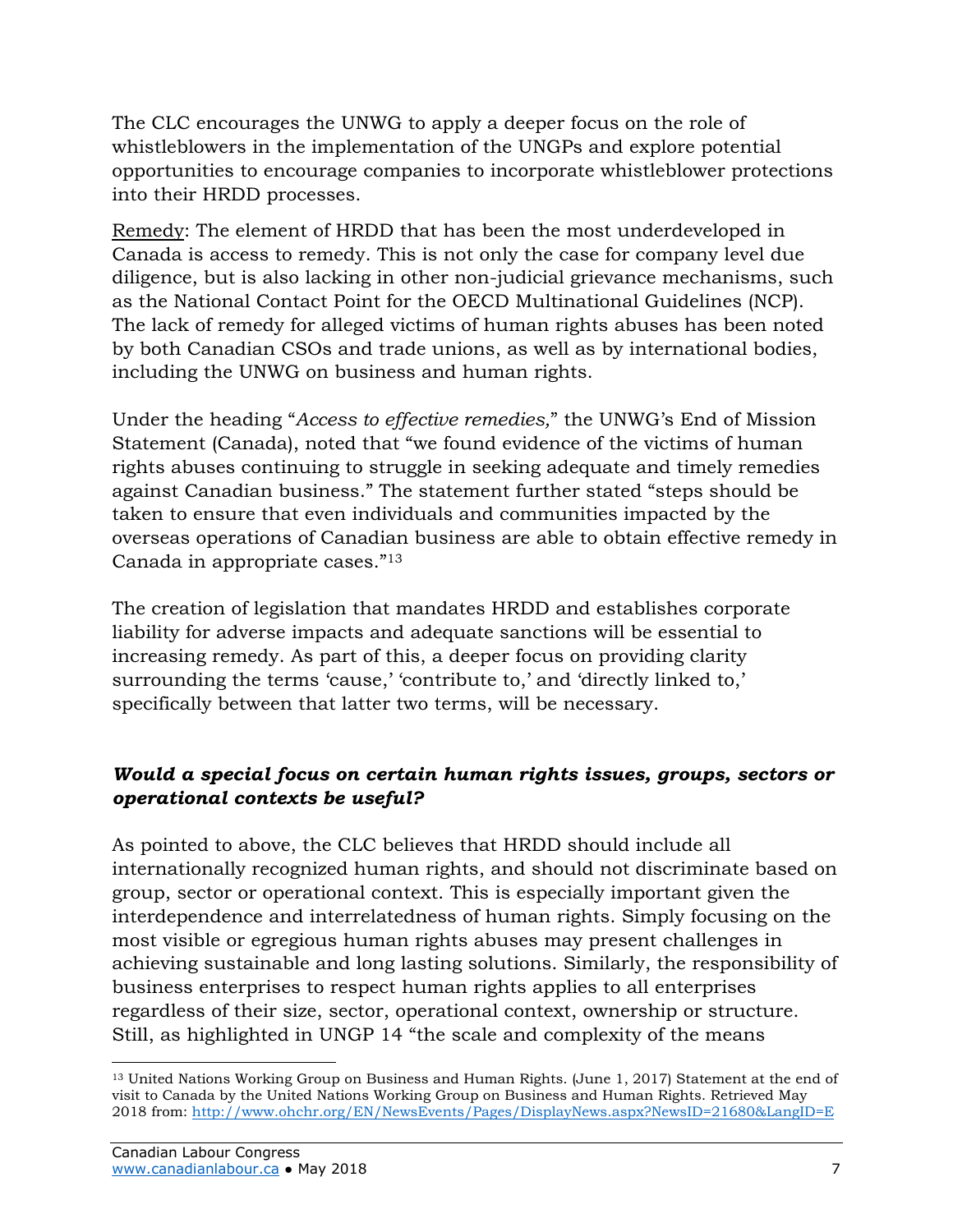The CLC encourages the UNWG to apply a deeper focus on the role of whistleblowers in the implementation of the UNGPs and explore potential opportunities to encourage companies to incorporate whistleblower protections into their HRDD processes.

Remedy: The element of HRDD that has been the most underdeveloped in Canada is access to remedy. This is not only the case for company level due diligence, but is also lacking in other non-judicial grievance mechanisms, such as the National Contact Point for the OECD Multinational Guidelines (NCP). The lack of remedy for alleged victims of human rights abuses has been noted by both Canadian CSOs and trade unions, as well as by international bodies, including the UNWG on business and human rights.

Under the heading "*Access to effective remedies,*" the UNWG's End of Mission Statement (Canada), noted that "we found evidence of the victims of human rights abuses continuing to struggle in seeking adequate and timely remedies against Canadian business." The statement further stated "steps should be taken to ensure that even individuals and communities impacted by the overseas operations of Canadian business are able to obtain effective remedy in Canada in appropriate cases."[13]

The creation of legislation that mandates HRDD and establishes corporate liability for adverse impacts and adequate sanctions will be essential to increasing remedy. As part of this, a deeper focus on providing clarity surrounding the terms 'cause,' 'contribute to,' and 'directly linked to,' specifically between that latter two terms, will be necessary.

### *Would a special focus on certain human rights issues, groups, sectors or operational contexts be useful?*

As pointed to above, the CLC believes that HRDD should include all internationally recognized human rights, and should not discriminate based on group, sector or operational context. This is especially important given the interdependence and interrelatedness of human rights. Simply focusing on the most visible or egregious human rights abuses may present challenges in achieving sustainable and long lasting solutions. Similarly, the responsibility of business enterprises to respect human rights applies to all enterprises regardless of their size, sector, operational context, ownership or structure. Still, as highlighted in UNGP 14 "the scale and complexity of the means

---

[13] United Nations Working Group on Business and Human Rights. (June 1, 2017) Statement at the end of visit to Canada by the United Nations Working Group on Business and Human Rights. Retrieved May 2018 from: http://www.ohchr.org/EN/NewsEvents/Pages/DisplayNews.aspx?NewsID=21680&LangID=E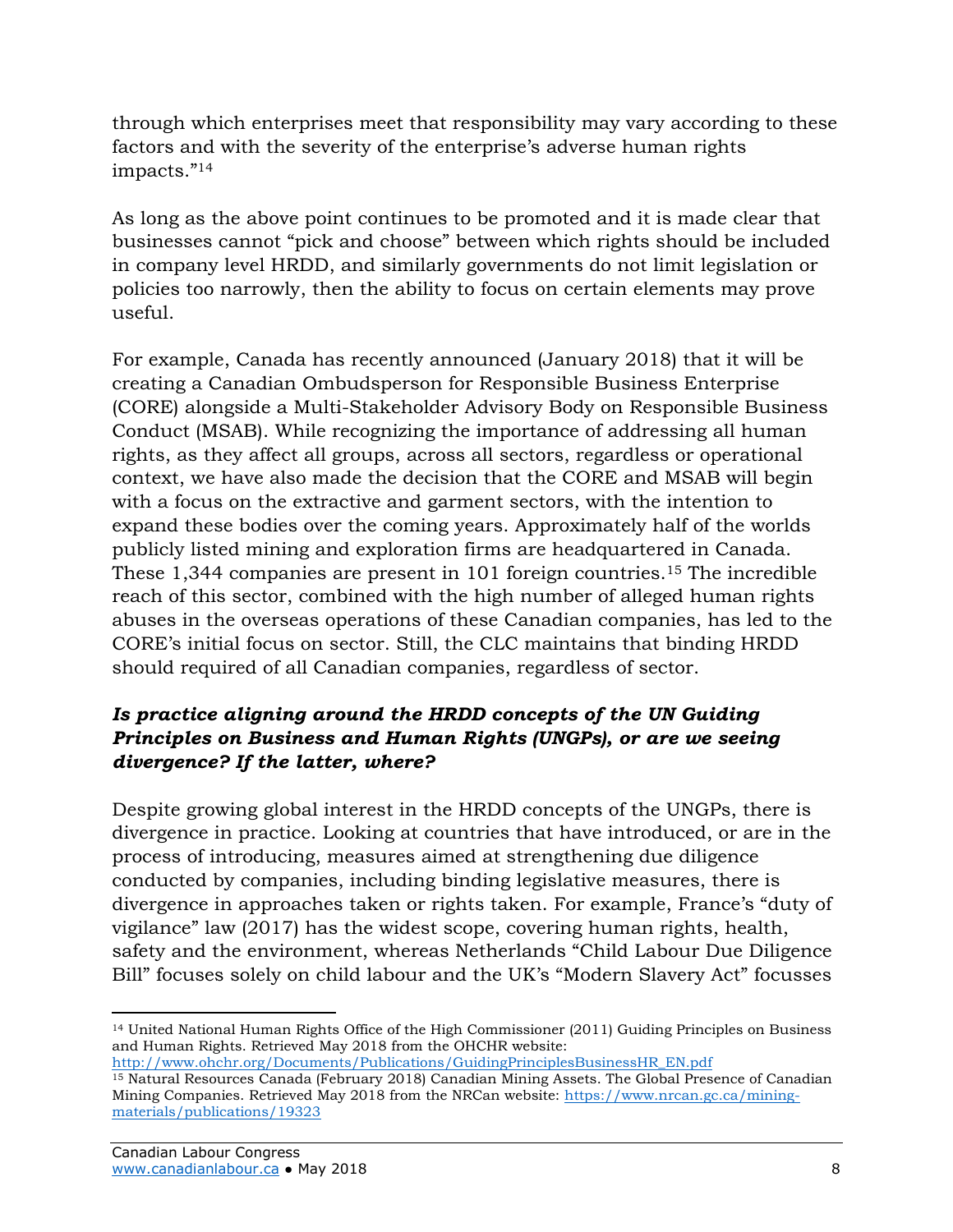through which enterprises meet that responsibility may vary according to these factors and with the severity of the enterprise's adverse human rights impacts."[14]

As long as the above point continues to be promoted and it is made clear that businesses cannot "pick and choose" between which rights should be included in company level HRDD, and similarly governments do not limit legislation or policies too narrowly, then the ability to focus on certain elements may prove useful.

For example, Canada has recently announced (January 2018) that it will be creating a Canadian Ombudsperson for Responsible Business Enterprise (CORE) alongside a Multi-Stakeholder Advisory Body on Responsible Business Conduct (MSAB). While recognizing the importance of addressing all human rights, as they affect all groups, across all sectors, regardless or operational context, we have also made the decision that the CORE and MSAB will begin with a focus on the extractive and garment sectors, with the intention to expand these bodies over the coming years. Approximately half of the worlds publicly listed mining and exploration firms are headquartered in Canada. These 1,344 companies are present in 101 foreign countries.[15] The incredible reach of this sector, combined with the high number of alleged human rights abuses in the overseas operations of these Canadian companies, has led to the CORE's initial focus on sector. Still, the CLC maintains that binding HRDD should required of all Canadian companies, regardless of sector.

### *Is practice aligning around the HRDD concepts of the UN Guiding Principles on Business and Human Rights (UNGPs), or are we seeing divergence? If the latter, where?*

Despite growing global interest in the HRDD concepts of the UNGPs, there is divergence in practice. Looking at countries that have introduced, or are in the process of introducing, measures aimed at strengthening due diligence conducted by companies, including binding legislative measures, there is divergence in approaches taken or rights taken. For example, France's "duty of vigilance" law (2017) has the widest scope, covering human rights, health, safety and the environment, whereas Netherlands "Child Labour Due Diligence Bill" focuses solely on child labour and the UK's "Modern Slavery Act" focusses

---

[14] United National Human Rights Office of the High Commissioner (2011) Guiding Principles on Business and Human Rights. Retrieved May 2018 from the OHCHR website: http://www.ohchr.org/Documents/Publications/GuidingPrinciplesBusinessHR_EN.pdf

[15] Natural Resources Canada (February 2018) Canadian Mining Assets. The Global Presence of Canadian Mining Companies. Retrieved May 2018 from the NRCan website: https://www.nrcan.gc.ca/mining-materials/publications/19323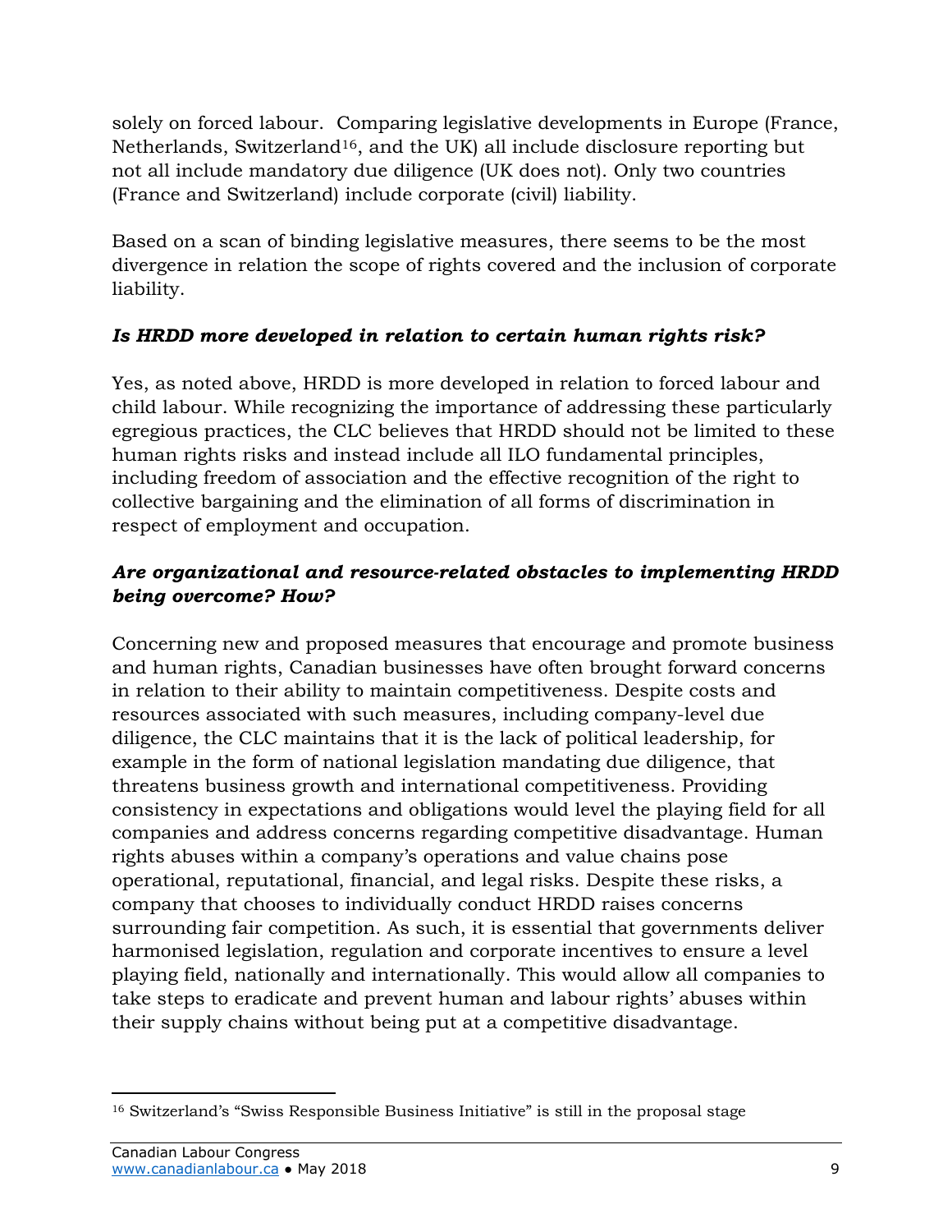solely on forced labour. Comparing legislative developments in Europe (France, Netherlands, Switzerland[16], and the UK) all include disclosure reporting but not all include mandatory due diligence (UK does not). Only two countries (France and Switzerland) include corporate (civil) liability.

Based on a scan of binding legislative measures, there seems to be the most divergence in relation the scope of rights covered and the inclusion of corporate liability.

### *Is HRDD more developed in relation to certain human rights risk?*

Yes, as noted above, HRDD is more developed in relation to forced labour and child labour. While recognizing the importance of addressing these particularly egregious practices, the CLC believes that HRDD should not be limited to these human rights risks and instead include all ILO fundamental principles, including freedom of association and the effective recognition of the right to collective bargaining and the elimination of all forms of discrimination in respect of employment and occupation.

### *Are organizational and resource-related obstacles to implementing HRDD being overcome? How?*

Concerning new and proposed measures that encourage and promote business and human rights, Canadian businesses have often brought forward concerns in relation to their ability to maintain competitiveness. Despite costs and resources associated with such measures, including company-level due diligence, the CLC maintains that it is the lack of political leadership, for example in the form of national legislation mandating due diligence, that threatens business growth and international competitiveness. Providing consistency in expectations and obligations would level the playing field for all companies and address concerns regarding competitive disadvantage. Human rights abuses within a company's operations and value chains pose operational, reputational, financial, and legal risks. Despite these risks, a company that chooses to individually conduct HRDD raises concerns surrounding fair competition. As such, it is essential that governments deliver harmonised legislation, regulation and corporate incentives to ensure a level playing field, nationally and internationally. This would allow all companies to take steps to eradicate and prevent human and labour rights' abuses within their supply chains without being put at a competitive disadvantage.

---

[16] Switzerland's "Swiss Responsible Business Initiative" is still in the proposal stage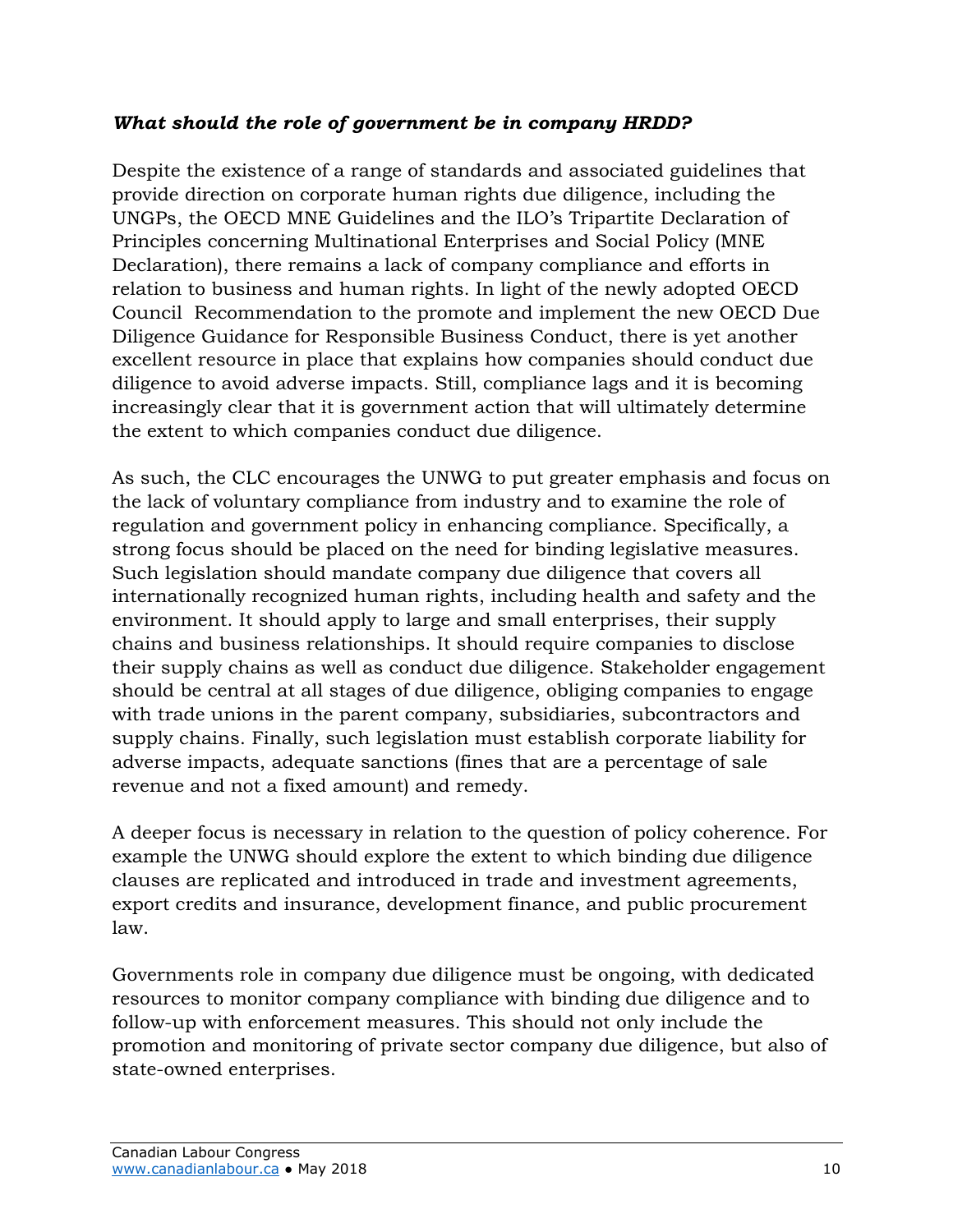***What should the role of government be in company HRDD?***

Despite the existence of a range of standards and associated guidelines that provide direction on corporate human rights due diligence, including the UNGPs, the OECD MNE Guidelines and the ILO's Tripartite Declaration of Principles concerning Multinational Enterprises and Social Policy (MNE Declaration), there remains a lack of company compliance and efforts in relation to business and human rights. In light of the newly adopted OECD Council Recommendation to the promote and implement the new OECD Due Diligence Guidance for Responsible Business Conduct, there is yet another excellent resource in place that explains how companies should conduct due diligence to avoid adverse impacts. Still, compliance lags and it is becoming increasingly clear that it is government action that will ultimately determine the extent to which companies conduct due diligence.

As such, the CLC encourages the UNWG to put greater emphasis and focus on the lack of voluntary compliance from industry and to examine the role of regulation and government policy in enhancing compliance. Specifically, a strong focus should be placed on the need for binding legislative measures. Such legislation should mandate company due diligence that covers all internationally recognized human rights, including health and safety and the environment. It should apply to large and small enterprises, their supply chains and business relationships. It should require companies to disclose their supply chains as well as conduct due diligence. Stakeholder engagement should be central at all stages of due diligence, obliging companies to engage with trade unions in the parent company, subsidiaries, subcontractors and supply chains. Finally, such legislation must establish corporate liability for adverse impacts, adequate sanctions (fines that are a percentage of sale revenue and not a fixed amount) and remedy.

A deeper focus is necessary in relation to the question of policy coherence. For example the UNWG should explore the extent to which binding due diligence clauses are replicated and introduced in trade and investment agreements, export credits and insurance, development finance, and public procurement law.

Governments role in company due diligence must be ongoing, with dedicated resources to monitor company compliance with binding due diligence and to follow-up with enforcement measures. This should not only include the promotion and monitoring of private sector company due diligence, but also of state-owned enterprises.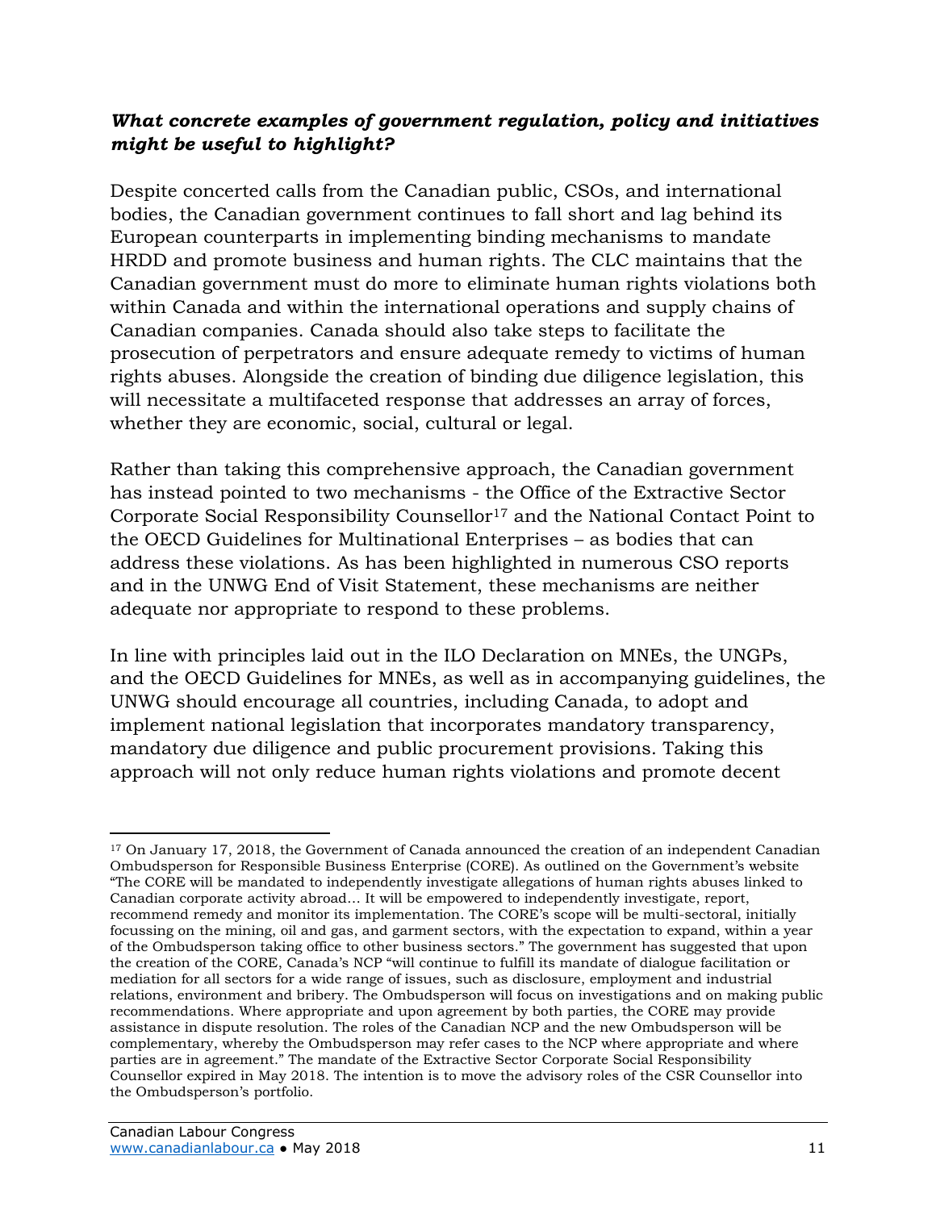***What concrete examples of government regulation, policy and initiatives might be useful to highlight?***

Despite concerted calls from the Canadian public, CSOs, and international bodies, the Canadian government continues to fall short and lag behind its European counterparts in implementing binding mechanisms to mandate HRDD and promote business and human rights. The CLC maintains that the Canadian government must do more to eliminate human rights violations both within Canada and within the international operations and supply chains of Canadian companies. Canada should also take steps to facilitate the prosecution of perpetrators and ensure adequate remedy to victims of human rights abuses. Alongside the creation of binding due diligence legislation, this will necessitate a multifaceted response that addresses an array of forces, whether they are economic, social, cultural or legal.

Rather than taking this comprehensive approach, the Canadian government has instead pointed to two mechanisms - the Office of the Extractive Sector Corporate Social Responsibility Counsellor[17] and the National Contact Point to the OECD Guidelines for Multinational Enterprises – as bodies that can address these violations. As has been highlighted in numerous CSO reports and in the UNWG End of Visit Statement, these mechanisms are neither adequate nor appropriate to respond to these problems.

In line with principles laid out in the ILO Declaration on MNEs, the UNGPs, and the OECD Guidelines for MNEs, as well as in accompanying guidelines, the UNWG should encourage all countries, including Canada, to adopt and implement national legislation that incorporates mandatory transparency, mandatory due diligence and public procurement provisions. Taking this approach will not only reduce human rights violations and promote decent

---

[17] On January 17, 2018, the Government of Canada announced the creation of an independent Canadian Ombudsperson for Responsible Business Enterprise (CORE). As outlined on the Government's website "The CORE will be mandated to independently investigate allegations of human rights abuses linked to Canadian corporate activity abroad… It will be empowered to independently investigate, report, recommend remedy and monitor its implementation. The CORE's scope will be multi-sectoral, initially focussing on the mining, oil and gas, and garment sectors, with the expectation to expand, within a year of the Ombudsperson taking office to other business sectors." The government has suggested that upon the creation of the CORE, Canada's NCP "will continue to fulfill its mandate of dialogue facilitation or mediation for all sectors for a wide range of issues, such as disclosure, employment and industrial relations, environment and bribery. The Ombudsperson will focus on investigations and on making public recommendations. Where appropriate and upon agreement by both parties, the CORE may provide assistance in dispute resolution. The roles of the Canadian NCP and the new Ombudsperson will be complementary, whereby the Ombudsperson may refer cases to the NCP where appropriate and where parties are in agreement." The mandate of the Extractive Sector Corporate Social Responsibility Counsellor expired in May 2018. The intention is to move the advisory roles of the CSR Counsellor into the Ombudsperson's portfolio.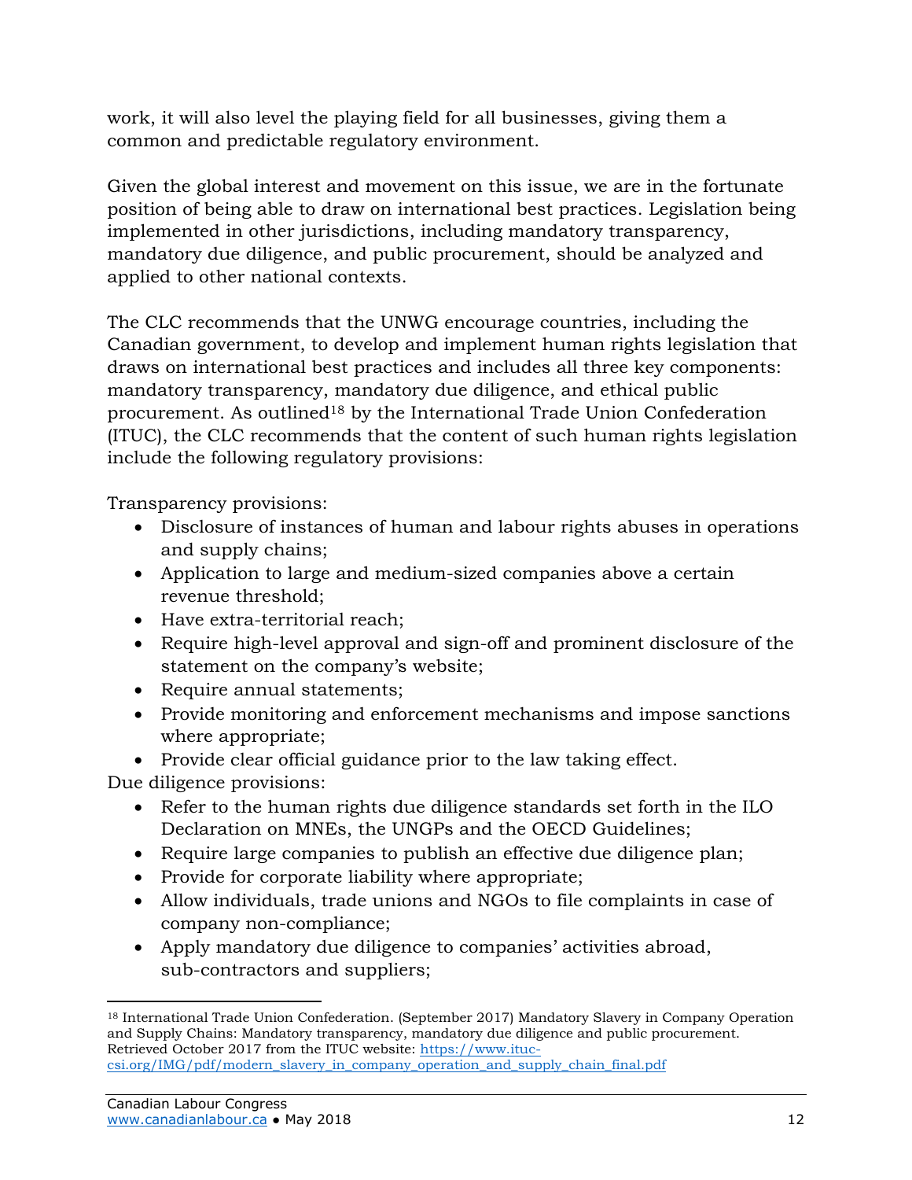work, it will also level the playing field for all businesses, giving them a common and predictable regulatory environment.

Given the global interest and movement on this issue, we are in the fortunate position of being able to draw on international best practices. Legislation being implemented in other jurisdictions, including mandatory transparency, mandatory due diligence, and public procurement, should be analyzed and applied to other national contexts.

The CLC recommends that the UNWG encourage countries, including the Canadian government, to develop and implement human rights legislation that draws on international best practices and includes all three key components: mandatory transparency, mandatory due diligence, and ethical public procurement. As outlined[18] by the International Trade Union Confederation (ITUC), the CLC recommends that the content of such human rights legislation include the following regulatory provisions:

Transparency provisions:

- Disclosure of instances of human and labour rights abuses in operations and supply chains;
- Application to large and medium-sized companies above a certain revenue threshold;
- Have extra-territorial reach;
- Require high-level approval and sign-off and prominent disclosure of the statement on the company's website;
- Require annual statements;
- Provide monitoring and enforcement mechanisms and impose sanctions where appropriate;
- Provide clear official guidance prior to the law taking effect.

Due diligence provisions:

- Refer to the human rights due diligence standards set forth in the ILO Declaration on MNEs, the UNGPs and the OECD Guidelines;
- Require large companies to publish an effective due diligence plan;
- Provide for corporate liability where appropriate;
- Allow individuals, trade unions and NGOs to file complaints in case of company non-compliance;
- Apply mandatory due diligence to companies' activities abroad, sub-contractors and suppliers;

[18] International Trade Union Confederation. (September 2017) Mandatory Slavery in Company Operation and Supply Chains: Mandatory transparency, mandatory due diligence and public procurement. Retrieved October 2017 from the ITUC website: https://www.ituc-csi.org/IMG/pdf/modern_slavery_in_company_operation_and_supply_chain_final.pdf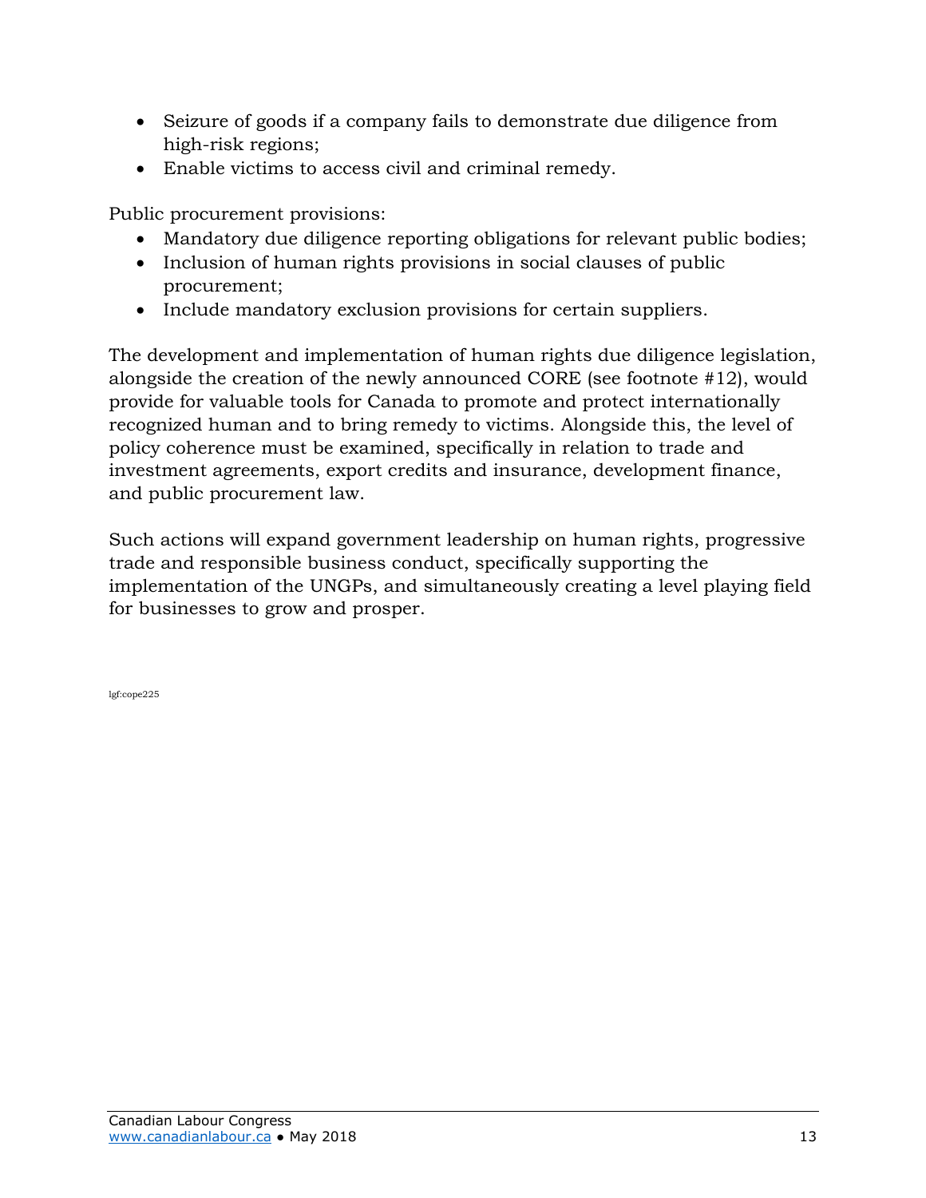- Seizure of goods if a company fails to demonstrate due diligence from high-risk regions;
- Enable victims to access civil and criminal remedy.

Public procurement provisions:

- Mandatory due diligence reporting obligations for relevant public bodies;
- Inclusion of human rights provisions in social clauses of public procurement;
- Include mandatory exclusion provisions for certain suppliers.

The development and implementation of human rights due diligence legislation, alongside the creation of the newly announced CORE (see footnote #12), would provide for valuable tools for Canada to promote and protect internationally recognized human and to bring remedy to victims. Alongside this, the level of policy coherence must be examined, specifically in relation to trade and investment agreements, export credits and insurance, development finance, and public procurement law.

Such actions will expand government leadership on human rights, progressive trade and responsible business conduct, specifically supporting the implementation of the UNGPs, and simultaneously creating a level playing field for businesses to grow and prosper.

lgf:cope225